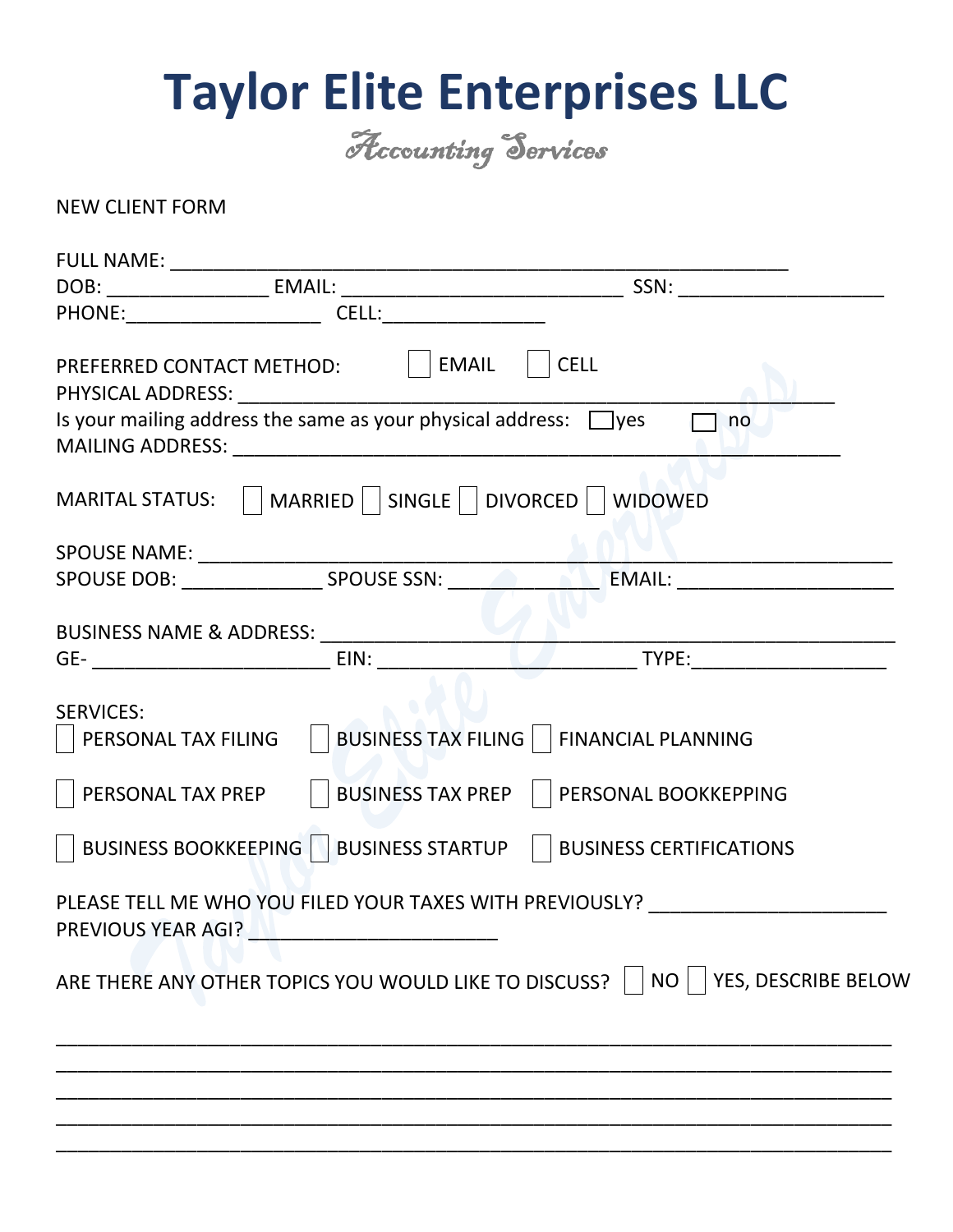# Taylor Elite Enterprises LLC

*Accounting Services*

NEW CLIENT FORM

FULL NAME: ___________________________________________________________

DOB: _______________ EMAIL: __________________________ SSN: ___________________

PHONE:__________________ CELL:_______________

PREFERRED CONTACT METHOD: ☐ EMAIL ☐ CELL

PHYSICAL ADDRESS: ________________________________________________________

Is your mailing address the same as your physical address: ☐ yes ☐ no

MAILING ADDRESS: _________________________________________________________

MARITAL STATUS: ☐ MARRIED ☐ SINGLE ☐ DIVORCED ☐ WIDOWED

SPOUSE NAME: ____________________________________________________________________

SPOUSE DOB: _____________ SPOUSE SSN: _______________ EMAIL: ____________________

BUSINESS NAME & ADDRESS: __________________________________________________________

GE- ______________________ EIN: ________________________ TYPE:__________________

SERVICES:

☐ PERSONAL TAX FILING ☐ BUSINESS TAX FILING ☐ FINANCIAL PLANNING

☐ PERSONAL TAX PREP ☐ BUSINESS TAX PREP ☐ PERSONAL BOOKKEPPING

☐ BUSINESS BOOKKEEPING ☐ BUSINESS STARTUP ☐ BUSINESS CERTIFICATIONS

PLEASE TELL ME WHO YOU FILED YOUR TAXES WITH PREVIOUSLY? ______________________

PREVIOUS YEAR AGI? _______________________

ARE THERE ANY OTHER TOPICS YOU WOULD LIKE TO DISCUSS? ☐ NO ☐ YES, DESCRIBE BELOW

______________________________________________________________________________

______________________________________________________________________________

______________________________________________________________________________

______________________________________________________________________________

______________________________________________________________________________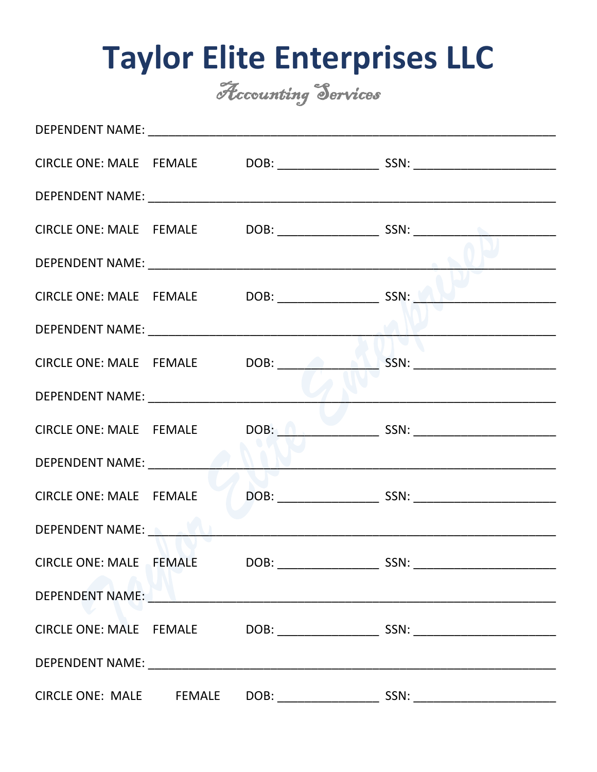# Taylor Elite Enterprises LLC

*Accounting Services*

DEPENDENT NAME: ______________________________________________

CIRCLE ONE: MALE FEMALE DOB: ______________ SSN: ________________

DEPENDENT NAME: ______________________________________________

CIRCLE ONE: MALE FEMALE DOB: ______________ SSN: ________________

DEPENDENT NAME: ______________________________________________

CIRCLE ONE: MALE FEMALE DOB: ______________ SSN: ________________

DEPENDENT NAME: ______________________________________________

CIRCLE ONE: MALE FEMALE DOB: ______________ SSN: ________________

DEPENDENT NAME: ______________________________________________

CIRCLE ONE: MALE FEMALE DOB: ______________ SSN: ________________

DEPENDENT NAME: ______________________________________________

CIRCLE ONE: MALE FEMALE DOB: ______________ SSN: ________________

DEPENDENT NAME: ______________________________________________

CIRCLE ONE: MALE FEMALE DOB: ______________ SSN: ________________

DEPENDENT NAME: ______________________________________________

CIRCLE ONE: MALE FEMALE DOB: ______________ SSN: ________________

DEPENDENT NAME: ______________________________________________

CIRCLE ONE: MALE FEMALE DOB: ______________ SSN: ________________